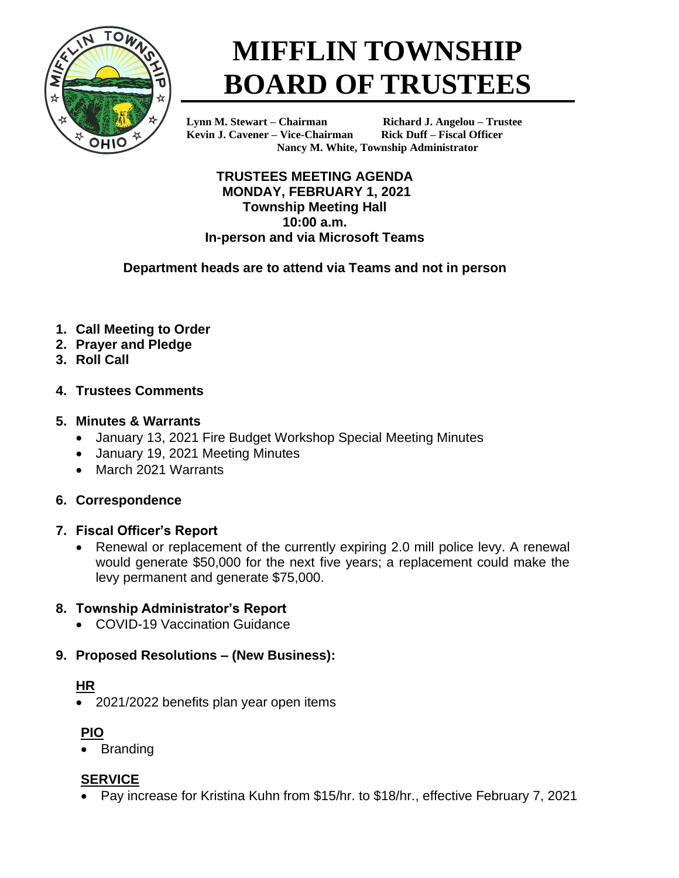# MIFFLIN TOWNSHIP BOARD OF TRUSTEES

**Lynn M. Stewart – Chairman** **Richard J. Angelou – Trustee**
**Kevin J. Cavener – Vice-Chairman** **Rick Duff – Fiscal Officer**
**Nancy M. White, Township Administrator**

**TRUSTEES MEETING AGENDA**
**MONDAY, FEBRUARY 1, 2021**
**Township Meeting Hall**
**10:00 a.m.**
**In-person and via Microsoft Teams**

**Department heads are to attend via Teams and not in person**

1. **Call Meeting to Order**
2. **Prayer and Pledge**
3. **Roll Call**
4. **Trustees Comments**
5. **Minutes & Warrants**
   - January 13, 2021 Fire Budget Workshop Special Meeting Minutes
   - January 19, 2021 Meeting Minutes
   - March 2021 Warrants
6. **Correspondence**
7. **Fiscal Officer's Report**
   - Renewal or replacement of the currently expiring 2.0 mill police levy. A renewal would generate $50,000 for the next five years; a replacement could make the levy permanent and generate $75,000.
8. **Township Administrator's Report**
   - COVID-19 Vaccination Guidance
9. **Proposed Resolutions – (New Business):**

**HR**
- 2021/2022 benefits plan year open items

**PIO**
- Branding

**SERVICE**
- Pay increase for Kristina Kuhn from $15/hr. to $18/hr., effective February 7, 2021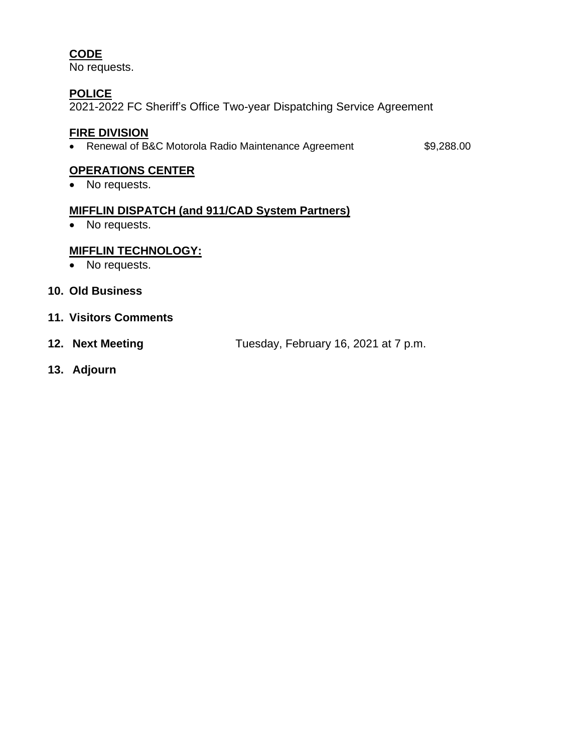**CODE**
No requests.

**POLICE**
2021-2022 FC Sheriff's Office Two-year Dispatching Service Agreement

**FIRE DIVISION**
- Renewal of B&C Motorola Radio Maintenance Agreement $9,288.00

**OPERATIONS CENTER**
- No requests.

**MIFFLIN DISPATCH (and 911/CAD System Partners)**
- No requests.

**MIFFLIN TECHNOLOGY:**
- No requests.

**10. Old Business**

**11. Visitors Comments**

**12. Next Meeting** Tuesday, February 16, 2021 at 7 p.m.

**13. Adjourn**